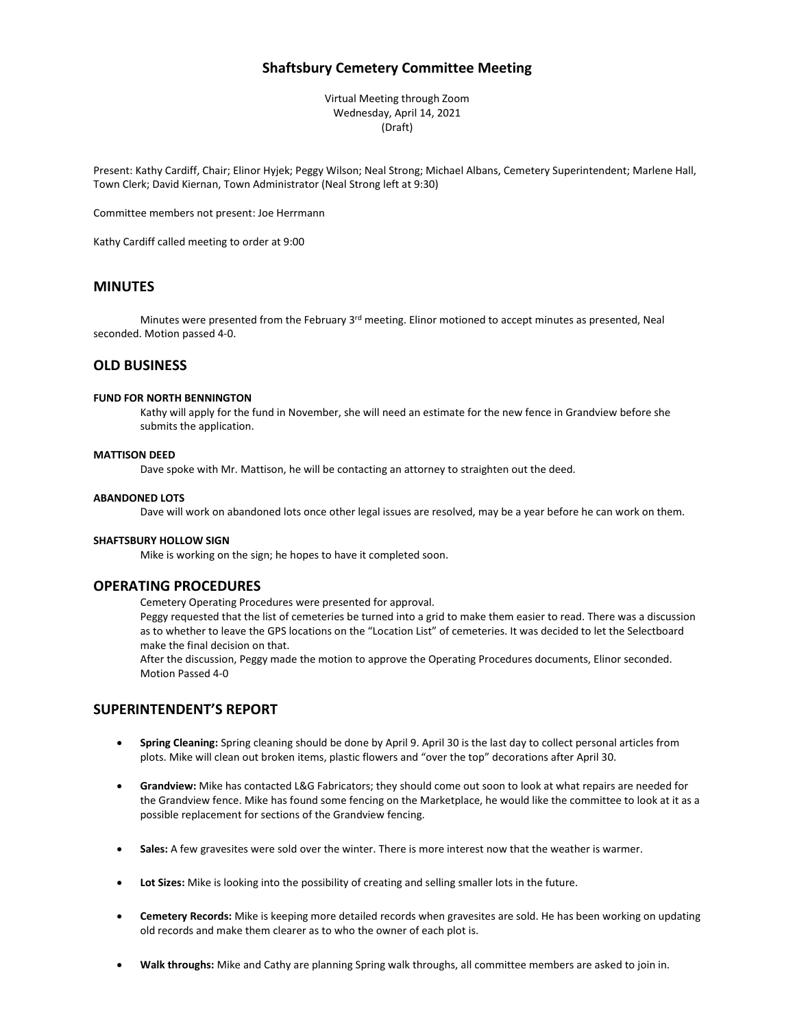# Shaftsbury Cemetery Committee Meeting

Virtual Meeting through Zoom
Wednesday, April 14, 2021
(Draft)

Present: Kathy Cardiff, Chair; Elinor Hyjek; Peggy Wilson; Neal Strong; Michael Albans, Cemetery Superintendent; Marlene Hall, Town Clerk; David Kiernan, Town Administrator (Neal Strong left at 9:30)

Committee members not present: Joe Herrmann

Kathy Cardiff called meeting to order at 9:00

## MINUTES

Minutes were presented from the February 3rd meeting. Elinor motioned to accept minutes as presented, Neal seconded. Motion passed 4-0.

## OLD BUSINESS

#### FUND FOR NORTH BENNINGTON

Kathy will apply for the fund in November, she will need an estimate for the new fence in Grandview before she submits the application.

#### MATTISON DEED

Dave spoke with Mr. Mattison, he will be contacting an attorney to straighten out the deed.

#### ABANDONED LOTS

Dave will work on abandoned lots once other legal issues are resolved, may be a year before he can work on them.

#### SHAFTSBURY HOLLOW SIGN

Mike is working on the sign; he hopes to have it completed soon.

## OPERATING PROCEDURES

Cemetery Operating Procedures were presented for approval.

Peggy requested that the list of cemeteries be turned into a grid to make them easier to read. There was a discussion as to whether to leave the GPS locations on the "Location List" of cemeteries. It was decided to let the Selectboard make the final decision on that.

After the discussion, Peggy made the motion to approve the Operating Procedures documents, Elinor seconded. Motion Passed 4-0

## SUPERINTENDENT'S REPORT

- **Spring Cleaning:** Spring cleaning should be done by April 9. April 30 is the last day to collect personal articles from plots. Mike will clean out broken items, plastic flowers and "over the top" decorations after April 30.
- **Grandview:** Mike has contacted L&G Fabricators; they should come out soon to look at what repairs are needed for the Grandview fence. Mike has found some fencing on the Marketplace, he would like the committee to look at it as a possible replacement for sections of the Grandview fencing.
- **Sales:** A few gravesites were sold over the winter. There is more interest now that the weather is warmer.
- **Lot Sizes:** Mike is looking into the possibility of creating and selling smaller lots in the future.
- **Cemetery Records:** Mike is keeping more detailed records when gravesites are sold. He has been working on updating old records and make them clearer as to who the owner of each plot is.
- **Walk throughs:** Mike and Cathy are planning Spring walk throughs, all committee members are asked to join in.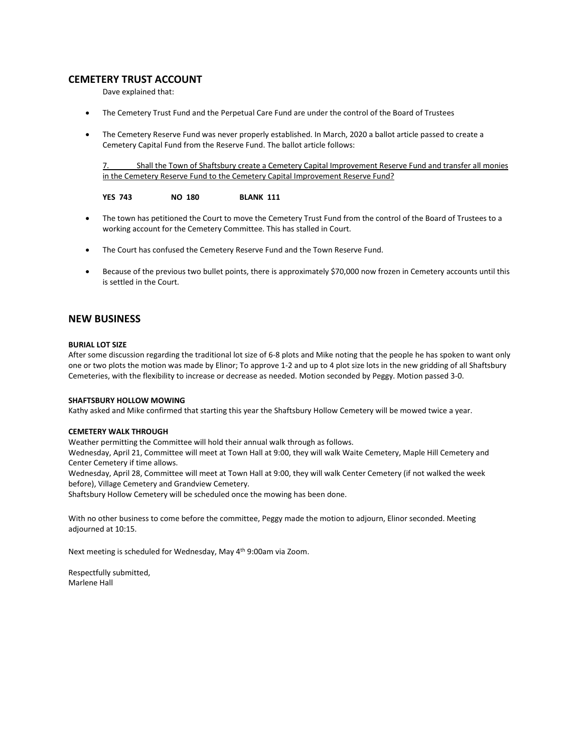## CEMETERY TRUST ACCOUNT

Dave explained that:

- The Cemetery Trust Fund and the Perpetual Care Fund are under the control of the Board of Trustees
- The Cemetery Reserve Fund was never properly established. In March, 2020 a ballot article passed to create a Cemetery Capital Fund from the Reserve Fund. The ballot article follows:

  7. Shall the Town of Shaftsbury create a Cemetery Capital Improvement Reserve Fund and transfer all monies in the Cemetery Reserve Fund to the Cemetery Capital Improvement Reserve Fund?

  **YES 743 NO 180 BLANK 111**

- The town has petitioned the Court to move the Cemetery Trust Fund from the control of the Board of Trustees to a working account for the Cemetery Committee. This has stalled in Court.
- The Court has confused the Cemetery Reserve Fund and the Town Reserve Fund.
- Because of the previous two bullet points, there is approximately $70,000 now frozen in Cemetery accounts until this is settled in the Court.

## NEW BUSINESS

**BURIAL LOT SIZE**

After some discussion regarding the traditional lot size of 6-8 plots and Mike noting that the people he has spoken to want only one or two plots the motion was made by Elinor; To approve 1-2 and up to 4 plot size lots in the new gridding of all Shaftsbury Cemeteries, with the flexibility to increase or decrease as needed. Motion seconded by Peggy. Motion passed 3-0.

**SHAFTSBURY HOLLOW MOWING**

Kathy asked and Mike confirmed that starting this year the Shaftsbury Hollow Cemetery will be mowed twice a year.

**CEMETERY WALK THROUGH**

Weather permitting the Committee will hold their annual walk through as follows.
Wednesday, April 21, Committee will meet at Town Hall at 9:00, they will walk Waite Cemetery, Maple Hill Cemetery and Center Cemetery if time allows.
Wednesday, April 28, Committee will meet at Town Hall at 9:00, they will walk Center Cemetery (if not walked the week before), Village Cemetery and Grandview Cemetery.
Shaftsbury Hollow Cemetery will be scheduled once the mowing has been done.

With no other business to come before the committee, Peggy made the motion to adjourn, Elinor seconded. Meeting adjourned at 10:15.

Next meeting is scheduled for Wednesday, May 4th 9:00am via Zoom.

Respectfully submitted,
Marlene Hall